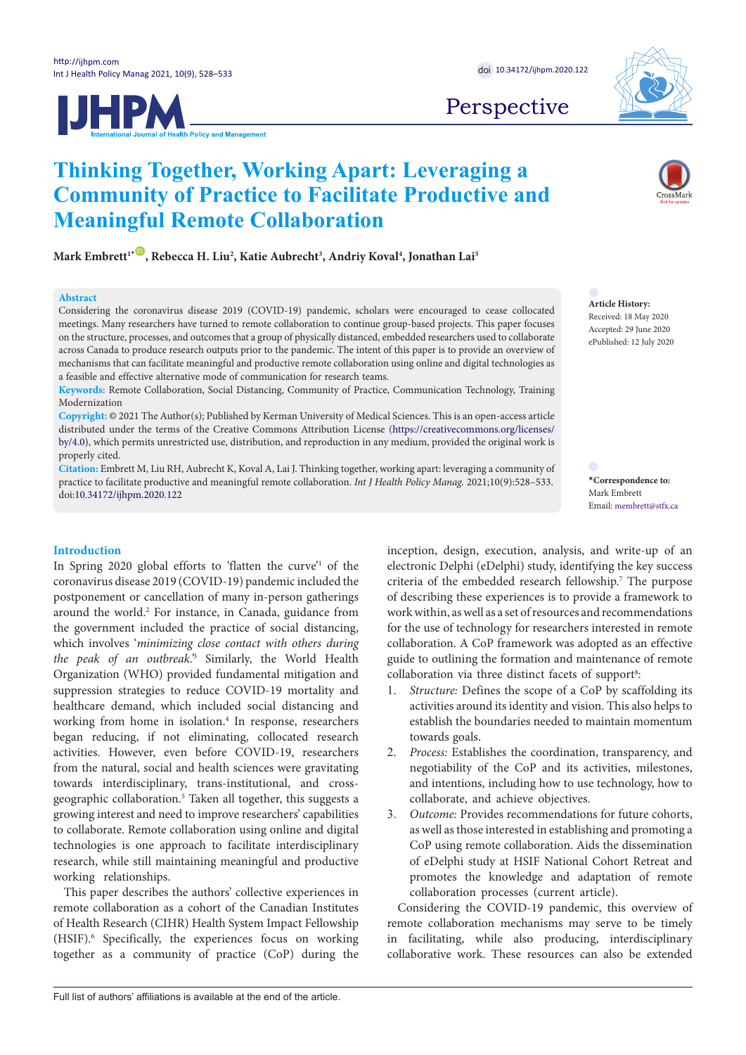Perspective

# Thinking Together, Working Apart: Leveraging a Community of Practice to Facilitate Productive and Meaningful Remote Collaboration

**Mark Embrett[1*], Rebecca H. Liu[2], Katie Aubrecht[3], Andriy Koval[4], Jonathan Lai[5]**

**Abstract**

Considering the coronavirus disease 2019 (COVID-19) pandemic, scholars were encouraged to cease collocated meetings. Many researchers have turned to remote collaboration to continue group-based projects. This paper focuses on the structure, processes, and outcomes that a group of physically distanced, embedded researchers used to collaborate across Canada to produce research outputs prior to the pandemic. The intent of this paper is to provide an overview of mechanisms that can facilitate meaningful and productive remote collaboration using online and digital technologies as a feasible and effective alternative mode of communication for research teams.

**Keywords:** Remote Collaboration, Social Distancing, Community of Practice, Communication Technology, Training Modernization

**Copyright:** © 2021 The Author(s); Published by Kerman University of Medical Sciences. This is an open-access article distributed under the terms of the Creative Commons Attribution License (https://creativecommons.org/licenses/by/4.0), which permits unrestricted use, distribution, and reproduction in any medium, provided the original work is properly cited.

**Citation:** Embrett M, Liu RH, Aubrecht K, Koval A, Lai J. Thinking together, working apart: leveraging a community of practice to facilitate productive and meaningful remote collaboration. *Int J Health Policy Manag.* 2021;10(9):528–533. doi:10.34172/ijhpm.2020.122

**Article History:**
Received: 18 May 2020
Accepted: 29 June 2020
ePublished: 12 July 2020

**\*Correspondence to:**
Mark Embrett
Email: membrett@stfx.ca

## Introduction

In Spring 2020 global efforts to 'flatten the curve'[1] of the coronavirus disease 2019 (COVID-19) pandemic included the postponement or cancellation of many in-person gatherings around the world.[2] For instance, in Canada, guidance from the government included the practice of social distancing, which involves '*minimizing close contact with others during the peak of an outbreak*.'[3] Similarly, the World Health Organization (WHO) provided fundamental mitigation and suppression strategies to reduce COVID-19 mortality and healthcare demand, which included social distancing and working from home in isolation.[4] In response, researchers began reducing, if not eliminating, collocated research activities. However, even before COVID-19, researchers from the natural, social and health sciences were gravitating towards interdisciplinary, trans-institutional, and cross-geographic collaboration.[5] Taken all together, this suggests a growing interest and need to improve researchers' capabilities to collaborate. Remote collaboration using online and digital technologies is one approach to facilitate interdisciplinary research, while still maintaining meaningful and productive working relationships.

This paper describes the authors' collective experiences in remote collaboration as a cohort of the Canadian Institutes of Health Research (CIHR) Health System Impact Fellowship (HSIF).[6] Specifically, the experiences focus on working together as a community of practice (CoP) during the inception, design, execution, analysis, and write-up of an electronic Delphi (eDelphi) study, identifying the key success criteria of the embedded research fellowship.[7] The purpose of describing these experiences is to provide a framework to work within, as well as a set of resources and recommendations for the use of technology for researchers interested in remote collaboration. A CoP framework was adopted as an effective guide to outlining the formation and maintenance of remote collaboration via three distinct facets of support[8]:

1. *Structure:* Defines the scope of a CoP by scaffolding its activities around its identity and vision. This also helps to establish the boundaries needed to maintain momentum towards goals.
2. *Process:* Establishes the coordination, transparency, and negotiability of the CoP and its activities, milestones, and intentions, including how to use technology, how to collaborate, and achieve objectives.
3. *Outcome:* Provides recommendations for future cohorts, as well as those interested in establishing and promoting a CoP using remote collaboration. Aids the dissemination of eDelphi study at HSIF National Cohort Retreat and promotes the knowledge and adaptation of remote collaboration processes (current article).

Considering the COVID-19 pandemic, this overview of remote collaboration mechanisms may serve to be timely in facilitating, while also producing, interdisciplinary collaborative work. These resources can also be extended

Full list of authors' affiliations is available at the end of the article.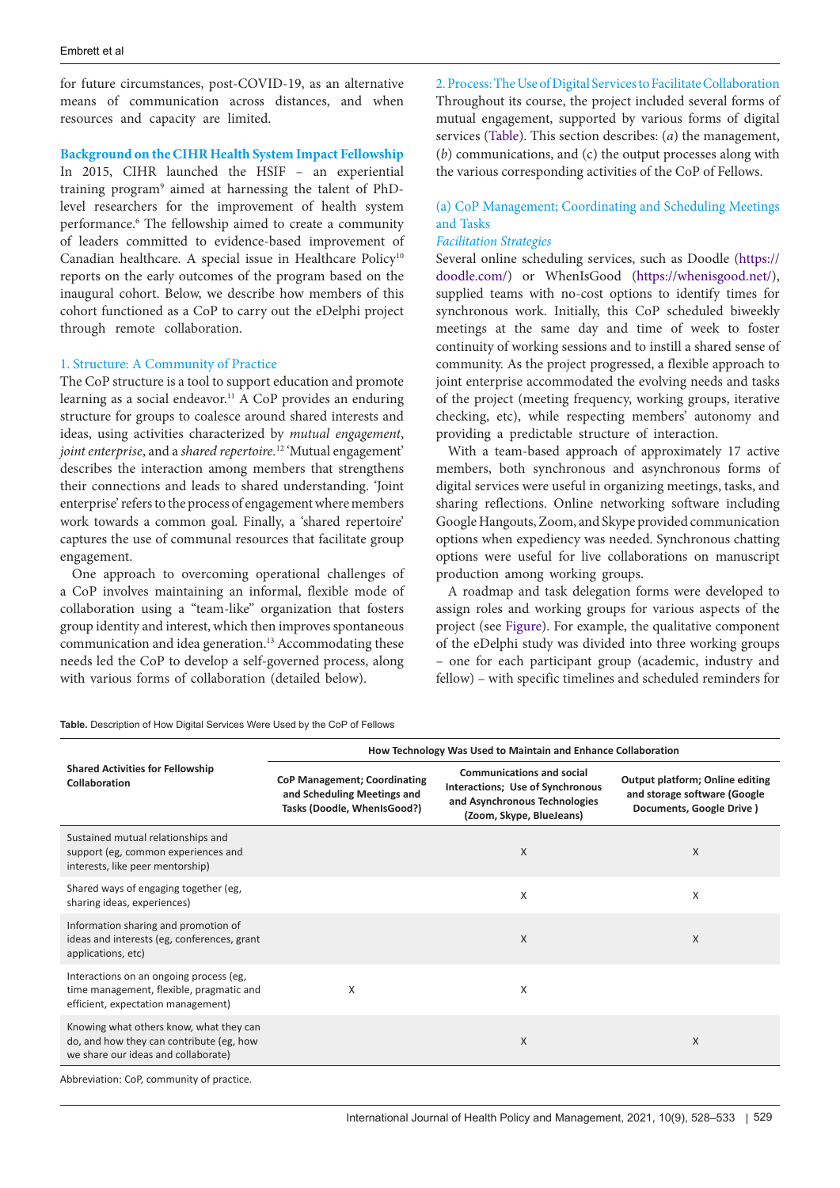for future circumstances, post-COVID-19, as an alternative means of communication across distances, and when resources and capacity are limited.

### Background on the CIHR Health System Impact Fellowship

In 2015, CIHR launched the HSIF – an experiential training program[9] aimed at harnessing the talent of PhD-level researchers for the improvement of health system performance.[6] The fellowship aimed to create a community of leaders committed to evidence-based improvement of Canadian healthcare. A special issue in Healthcare Policy[10] reports on the early outcomes of the program based on the inaugural cohort. Below, we describe how members of this cohort functioned as a CoP to carry out the eDelphi project through remote collaboration.

### 1. Structure: A Community of Practice

The CoP structure is a tool to support education and promote learning as a social endeavor.[11] A CoP provides an enduring structure for groups to coalesce around shared interests and ideas, using activities characterized by *mutual engagement*, *joint enterprise*, and a *shared repertoire.*[12] 'Mutual engagement' describes the interaction among members that strengthens their connections and leads to shared understanding. 'Joint enterprise' refers to the process of engagement where members work towards a common goal. Finally, a 'shared repertoire' captures the use of communal resources that facilitate group engagement.

One approach to overcoming operational challenges of a CoP involves maintaining an informal, flexible mode of collaboration using a "team-like" organization that fosters group identity and interest, which then improves spontaneous communication and idea generation.[13] Accommodating these needs led the CoP to develop a self-governed process, along with various forms of collaboration (detailed below).

### 2. Process: The Use of Digital Services to Facilitate Collaboration

Throughout its course, the project included several forms of mutual engagement, supported by various forms of digital services (Table). This section describes: (*a*) the management, (*b*) communications, and (c) the output processes along with the various corresponding activities of the CoP of Fellows.

#### (a) CoP Management; Coordinating and Scheduling Meetings and Tasks

*Facilitation Strategies*

Several online scheduling services, such as Doodle (https://doodle.com/) or WhenIsGood (https://whenisgood.net/), supplied teams with no-cost options to identify times for synchronous work. Initially, this CoP scheduled biweekly meetings at the same day and time of week to foster continuity of working sessions and to instill a shared sense of community. As the project progressed, a flexible approach to joint enterprise accommodated the evolving needs and tasks of the project (meeting frequency, working groups, iterative checking, etc), while respecting members' autonomy and providing a predictable structure of interaction.

With a team-based approach of approximately 17 active members, both synchronous and asynchronous forms of digital services were useful in organizing meetings, tasks, and sharing reflections. Online networking software including Google Hangouts, Zoom, and Skype provided communication options when expediency was needed. Synchronous chatting options were useful for live collaborations on manuscript production among working groups.

A roadmap and task delegation forms were developed to assign roles and working groups for various aspects of the project (see Figure). For example, the qualitative component of the eDelphi study was divided into three working groups – one for each participant group (academic, industry and fellow) – with specific timelines and scheduled reminders for

**Table.** Description of How Digital Services Were Used by the CoP of Fellows

| Shared Activities for Fellowship Collaboration | How Technology Was Used to Maintain and Enhance Collaboration | | |
|---|---|---|---|
| | **CoP Management; Coordinating and Scheduling Meetings and Tasks (Doodle, WhenIsGood?)** | **Communications and social Interactions; Use of Synchronous and Asynchronous Technologies (Zoom, Skype, BlueJeans)** | **Output platform; Online editing and storage software (Google Documents, Google Drive )** |
| Sustained mutual relationships and support (eg, common experiences and interests, like peer mentorship) | | X | X |
| Shared ways of engaging together (eg, sharing ideas, experiences) | | X | X |
| Information sharing and promotion of ideas and interests (eg, conferences, grant applications, etc) | | X | X |
| Interactions on an ongoing process (eg, time management, flexible, pragmatic and efficient, expectation management) | X | X | |
| Knowing what others know, what they can do, and how they can contribute (eg, how we share our ideas and collaborate) | | X | X |

Abbreviation: CoP, community of practice.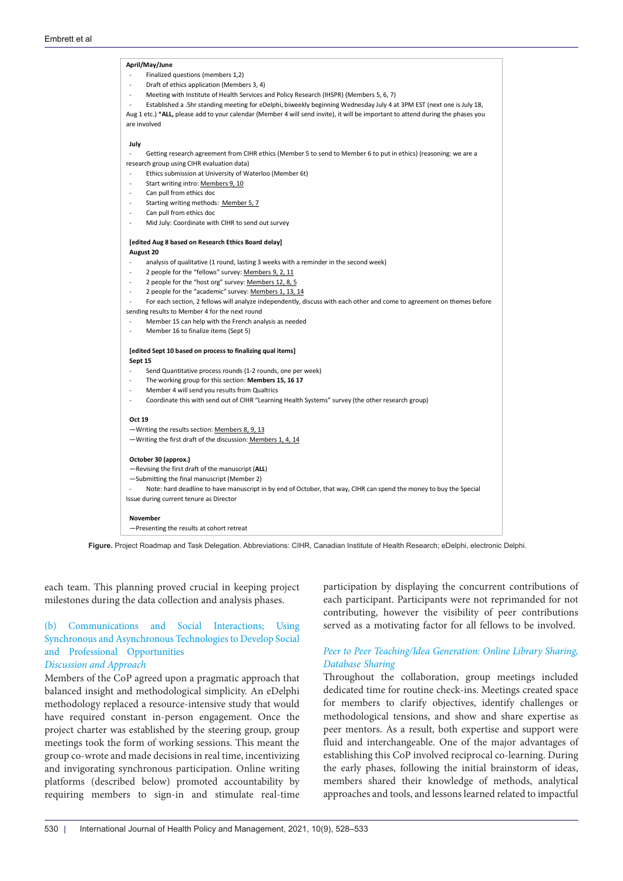**April/May/June**

- Finalized questions (members 1,2)
- Draft of ethics application (Members 3, 4)
- Meeting with Institute of Health Services and Policy Research (IHSPR) (Members 5, 6, 7)
- Established a .5hr standing meeting for eDelphi, biweekly beginning Wednesday July 4 at 3PM EST (next one is July 18, Aug 1 etc.) ***ALL,** please add to your calendar (Member 4 will send invite), it will be important to attend during the phases you are involved

**July**

- Getting research agreement from CIHR ethics (Member 5 to send to Member 6 to put in ethics) (reasoning: we are a research group using CIHR evaluation data)
- Ethics submission at University of Waterloo (Member 6t)
- Start writing intro: Members 9, 10
- Can pull from ethics doc
- Starting writing methods: Member 5, 7
- Can pull from ethics doc
- Mid July: Coordinate with CIHR to send out survey

**[edited Aug 8 based on Research Ethics Board delay]**

**August 20**

- analysis of qualitative (1 round, lasting 3 weeks with a reminder in the second week)
- 2 people for the "fellows" survey: Members 9, 2, 11
- 2 people for the "host org" survey: Members 12, 8, 5
- 2 people for the "academic" survey: Members 1, 13, 14
- For each section, 2 fellows will analyze independently, discuss with each other and come to agreement on themes before sending results to Member 4 for the next round
- Member 15 can help with the French analysis as needed
- Member 16 to finalize items (Sept 5)

**[edited Sept 10 based on process to finalizing qual items]**

**Sept 15**

- Send Quantitative process rounds (1-2 rounds, one per week)
- The working group for this section: **Members 15, 16 17**
- Member 4 will send you results from Qualtrics
- Coordinate this with send out of CIHR "Learning Health Systems" survey (the other research group)

**Oct 19**

—Writing the results section: Members 8, 9, 13

—Writing the first draft of the discussion: Members 1, 4, 14

**October 30 (approx.)**

—Revising the first draft of the manuscript (**ALL**)

—Submitting the final manuscript (Member 2)

- Note: hard deadline to have manuscript in by end of October, that way, CIHR can spend the money to buy the Special Issue during current tenure as Director

**November**

—Presenting the results at cohort retreat

**Figure.** Project Roadmap and Task Delegation. Abbreviations: CIHR, Canadian Institute of Health Research; eDelphi, electronic Delphi.

each team. This planning proved crucial in keeping project milestones during the data collection and analysis phases.

### (b) Communications and Social Interactions; Using Synchronous and Asynchronous Technologies to Develop Social and Professional Opportunities

#### *Discussion and Approach*

Members of the CoP agreed upon a pragmatic approach that balanced insight and methodological simplicity. An eDelphi methodology replaced a resource-intensive study that would have required constant in-person engagement. Once the project charter was established by the steering group, group meetings took the form of working sessions. This meant the group co-wrote and made decisions in real time, incentivizing and invigorating synchronous participation. Online writing platforms (described below) promoted accountability by requiring members to sign-in and stimulate real-time participation by displaying the concurrent contributions of each participant. Participants were not reprimanded for not contributing, however the visibility of peer contributions served as a motivating factor for all fellows to be involved.

#### *Peer to Peer Teaching/Idea Generation: Online Library Sharing, Database Sharing*

Throughout the collaboration, group meetings included dedicated time for routine check-ins. Meetings created space for members to clarify objectives, identify challenges or methodological tensions, and show and share expertise as peer mentors. As a result, both expertise and support were fluid and interchangeable. One of the major advantages of establishing this CoP involved reciprocal co-learning. During the early phases, following the initial brainstorm of ideas, members shared their knowledge of methods, analytical approaches and tools, and lessons learned related to impactful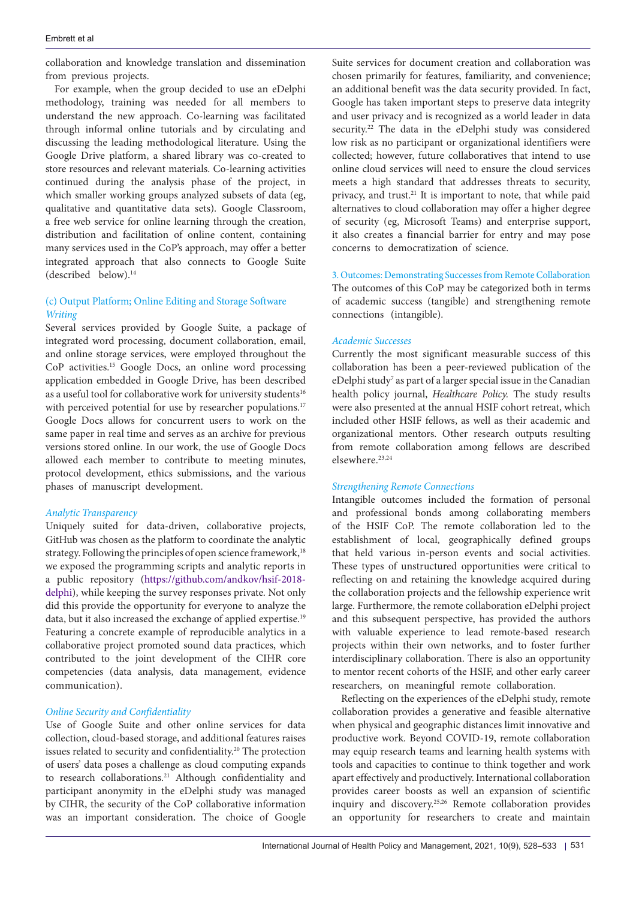collaboration and knowledge translation and dissemination from previous projects.

For example, when the group decided to use an eDelphi methodology, training was needed for all members to understand the new approach. Co-learning was facilitated through informal online tutorials and by circulating and discussing the leading methodological literature. Using the Google Drive platform, a shared library was co-created to store resources and relevant materials. Co-learning activities continued during the analysis phase of the project, in which smaller working groups analyzed subsets of data (eg, qualitative and quantitative data sets). Google Classroom, a free web service for online learning through the creation, distribution and facilitation of online content, containing many services used in the CoP's approach, may offer a better integrated approach that also connects to Google Suite (described below).[14]

### (c) Output Platform; Online Editing and Storage Software

#### *Writing*

Several services provided by Google Suite, a package of integrated word processing, document collaboration, email, and online storage services, were employed throughout the CoP activities.[15] Google Docs, an online word processing application embedded in Google Drive, has been described as a useful tool for collaborative work for university students[16] with perceived potential for use by researcher populations.[17] Google Docs allows for concurrent users to work on the same paper in real time and serves as an archive for previous versions stored online. In our work, the use of Google Docs allowed each member to contribute to meeting minutes, protocol development, ethics submissions, and the various phases of manuscript development.

#### *Analytic Transparency*

Uniquely suited for data-driven, collaborative projects, GitHub was chosen as the platform to coordinate the analytic strategy. Following the principles of open science framework,[18] we exposed the programming scripts and analytic reports in a public repository (https://github.com/andkov/hsif-2018-delphi), while keeping the survey responses private. Not only did this provide the opportunity for everyone to analyze the data, but it also increased the exchange of applied expertise.[19] Featuring a concrete example of reproducible analytics in a collaborative project promoted sound data practices, which contributed to the joint development of the CIHR core competencies (data analysis, data management, evidence communication).

#### *Online Security and Confidentiality*

Use of Google Suite and other online services for data collection, cloud-based storage, and additional features raises issues related to security and confidentiality.[20] The protection of users' data poses a challenge as cloud computing expands to research collaborations.[21] Although confidentiality and participant anonymity in the eDelphi study was managed by CIHR, the security of the CoP collaborative information was an important consideration. The choice of Google Suite services for document creation and collaboration was chosen primarily for features, familiarity, and convenience; an additional benefit was the data security provided. In fact, Google has taken important steps to preserve data integrity and user privacy and is recognized as a world leader in data security.[22] The data in the eDelphi study was considered low risk as no participant or organizational identifiers were collected; however, future collaboratives that intend to use online cloud services will need to ensure the cloud services meets a high standard that addresses threats to security, privacy, and trust.[21] It is important to note, that while paid alternatives to cloud collaboration may offer a higher degree of security (eg, Microsoft Teams) and enterprise support, it also creates a financial barrier for entry and may pose concerns to democratization of science.

### 3. Outcomes: Demonstrating Successes from Remote Collaboration

The outcomes of this CoP may be categorized both in terms of academic success (tangible) and strengthening remote connections (intangible).

#### *Academic Successes*

Currently the most significant measurable success of this collaboration has been a peer-reviewed publication of the eDelphi study[7] as part of a larger special issue in the Canadian health policy journal, *Healthcare Policy.* The study results were also presented at the annual HSIF cohort retreat, which included other HSIF fellows, as well as their academic and organizational mentors. Other research outputs resulting from remote collaboration among fellows are described elsewhere.[23,24]

#### *Strengthening Remote Connections*

Intangible outcomes included the formation of personal and professional bonds among collaborating members of the HSIF CoP. The remote collaboration led to the establishment of local, geographically defined groups that held various in-person events and social activities. These types of unstructured opportunities were critical to reflecting on and retaining the knowledge acquired during the collaboration projects and the fellowship experience writ large. Furthermore, the remote collaboration eDelphi project and this subsequent perspective, has provided the authors with valuable experience to lead remote-based research projects within their own networks, and to foster further interdisciplinary collaboration. There is also an opportunity to mentor recent cohorts of the HSIF, and other early career researchers, on meaningful remote collaboration.

Reflecting on the experiences of the eDelphi study, remote collaboration provides a generative and feasible alternative when physical and geographic distances limit innovative and productive work. Beyond COVID-19, remote collaboration may equip research teams and learning health systems with tools and capacities to continue to think together and work apart effectively and productively. International collaboration provides career boosts as well an expansion of scientific inquiry and discovery.[25,26] Remote collaboration provides an opportunity for researchers to create and maintain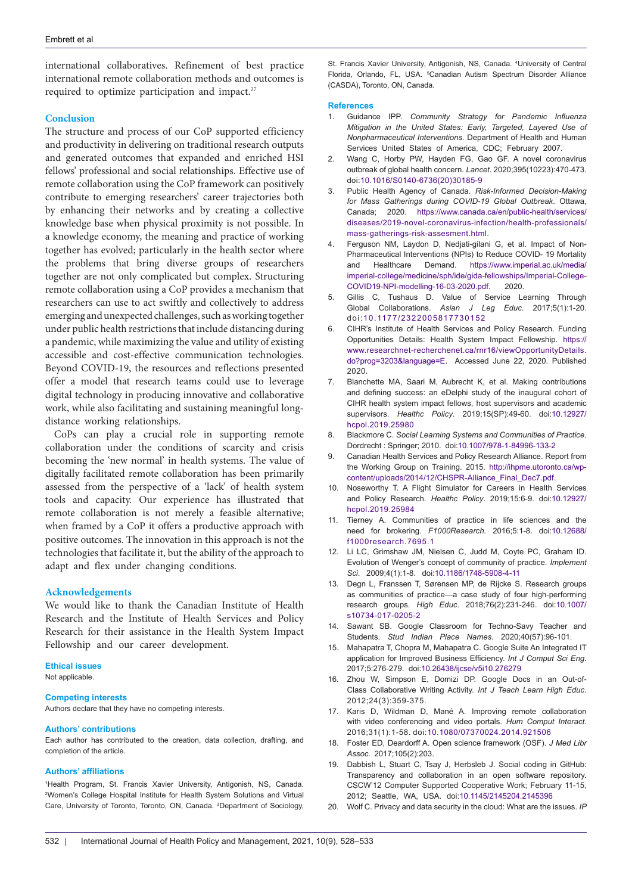international collaboratives. Refinement of best practice international remote collaboration methods and outcomes is required to optimize participation and impact.[27]

## Conclusion

The structure and process of our CoP supported efficiency and productivity in delivering on traditional research outputs and generated outcomes that expanded and enriched HSI fellows' professional and social relationships. Effective use of remote collaboration using the CoP framework can positively contribute to emerging researchers' career trajectories both by enhancing their networks and by creating a collective knowledge base when physical proximity is not possible. In a knowledge economy, the meaning and practice of working together has evolved; particularly in the health sector where the problems that bring diverse groups of researchers together are not only complicated but complex. Structuring remote collaboration using a CoP provides a mechanism that researchers can use to act swiftly and collectively to address emerging and unexpected challenges, such as working together under public health restrictions that include distancing during a pandemic, while maximizing the value and utility of existing accessible and cost-effective communication technologies. Beyond COVID-19, the resources and reflections presented offer a model that research teams could use to leverage digital technology in producing innovative and collaborative work, while also facilitating and sustaining meaningful long-distance working relationships.

CoPs can play a crucial role in supporting remote collaboration under the conditions of scarcity and crisis becoming the 'new normal' in health systems. The value of digitally facilitated remote collaboration has been primarily assessed from the perspective of a 'lack' of health system tools and capacity. Our experience has illustrated that remote collaboration is not merely a feasible alternative; when framed by a CoP it offers a productive approach with positive outcomes. The innovation in this approach is not the technologies that facilitate it, but the ability of the approach to adapt and flex under changing conditions.

## Acknowledgements

We would like to thank the Canadian Institute of Health Research and the Institute of Health Services and Policy Research for their assistance in the Health System Impact Fellowship and our career development.

### Ethical issues

Not applicable.

### Competing interests

Authors declare that they have no competing interests.

### Authors' contributions

Each author has contributed to the creation, data collection, drafting, and completion of the article.

### Authors' affiliations

[1]Health Program, St. Francis Xavier University, Antigonish, NS, Canada. [2]Women's College Hospital Institute for Health System Solutions and Virtual Care, University of Toronto, Toronto, ON, Canada. [3]Department of Sociology, St. Francis Xavier University, Antigonish, NS, Canada. [4]University of Central Florida, Orlando, FL, USA. [5]Canadian Autism Spectrum Disorder Alliance (CASDA), Toronto, ON, Canada.

### References

1. Guidance IPP. *Community Strategy for Pandemic Influenza Mitigation in the United States: Early, Targeted, Layered Use of Nonpharmaceutical Interventions.* Department of Health and Human Services United States of America, CDC; February 2007.
2. Wang C, Horby PW, Hayden FG, Gao GF. A novel coronavirus outbreak of global health concern. *Lancet*. 2020;395(10223):470-473. doi:10.1016/S0140-6736(20)30185-9
3. Public Health Agency of Canada. *Risk-Informed Decision-Making for Mass Gatherings during COVID-19 Global Outbreak*. Ottawa, Canada; 2020. https://www.canada.ca/en/public-health/services/diseases/2019-novel-coronavirus-infection/health-professionals/mass-gatherings-risk-assesment.html.
4. Ferguson NM, Laydon D, Nedjati-gilani G, et al. Impact of Non-Pharmaceutical Interventions (NPIs) to Reduce COVID- 19 Mortality and Healthcare Demand. https://www.imperial.ac.uk/media/imperial-college/medicine/sph/ide/gida-fellowships/Imperial-College-COVID19-NPI-modelling-16-03-2020.pdf. 2020.
5. Gillis C, Tushaus D. Value of Service Learning Through Global Collaborations. *Asian J Leg Educ*. 2017;5(1):1-20. doi:10.1177/2322005817730152
6. CIHR's Institute of Health Services and Policy Research. Funding Opportunities Details: Health System Impact Fellowship. https://www.researchnet-recherchenet.ca/rnr16/viewOpportunityDetails.do?prog=3203&language=E. Accessed June 22, 2020. Published 2020.
7. Blanchette MA, Saari M, Aubrecht K, et al. Making contributions and defining success: an eDelphi study of the inaugural cohort of CIHR health system impact fellows, host supervisors and academic supervisors. *Healthc Policy*. 2019;15(SP):49-60. doi:10.12927/hcpol.2019.25980
8. Blackmore C. *Social Learning Systems and Communities of Practice*. Dordrecht : Springer; 2010. doi:10.1007/978-1-84996-133-2
9. Canadian Health Services and Policy Research Alliance. Report from the Working Group on Training. 2015. http://ihpme.utoronto.ca/wp-content/uploads/2014/12/CHSPR-Alliance_Final_Dec7.pdf.
10. Noseworthy T. A Flight Simulator for Careers in Health Services and Policy Research. *Healthc Policy*. 2019;15:6-9. doi:10.12927/hcpol.2019.25984
11. Tierney A. Communities of practice in life sciences and the need for brokering. *F1000Research*. 2016;5:1-8. doi:10.12688/f1000research.7695.1
12. Li LC, Grimshaw JM, Nielsen C, Judd M, Coyte PC, Graham ID. Evolution of Wenger's concept of community of practice. *Implement Sci*. 2009;4(1):1-8. doi:10.1186/1748-5908-4-11
13. Degn L, Franssen T, Sørensen MP, de Rijcke S. Research groups as communities of practice—a case study of four high-performing research groups. *High Educ*. 2018;76(2):231-246. doi:10.1007/s10734-017-0205-2
14. Sawant SB. Google Classroom for Techno-Savy Teacher and Students. *Stud Indian Place Names*. 2020;40(57):96-101.
15. Mahapatra T, Chopra M, Mahapatra C. Google Suite An Integrated IT application for Improved Business Efficiency. *Int J Comput Sci Eng*. 2017;5:276-279. doi:10.26438/ijcse/v5i10.276279
16. Zhou W, Simpson E, Domizi DP. Google Docs in an Out-of-Class Collaborative Writing Activity. *Int J Teach Learn High Educ*. 2012;24(3):359-375.
17. Karis D, Wildman D, Mané A. Improving remote collaboration with video conferencing and video portals. *Hum Comput Interact*. 2016;31(1):1-58. doi:10.1080/07370024.2014.921506
18. Foster ED, Deardorff A. Open science framework (OSF). *J Med Libr Assoc*. 2017;105(2):203.
19. Dabbish L, Stuart C, Tsay J, Herbsleb J. Social coding in GitHub: Transparency and collaboration in an open software repository. CSCW'12 Computer Supported Cooperative Work; February 11-15, 2012; Seattle, WA, USA. doi:10.1145/2145204.2145396
20. Wolf C. Privacy and data security in the cloud: What are the issues. *IP*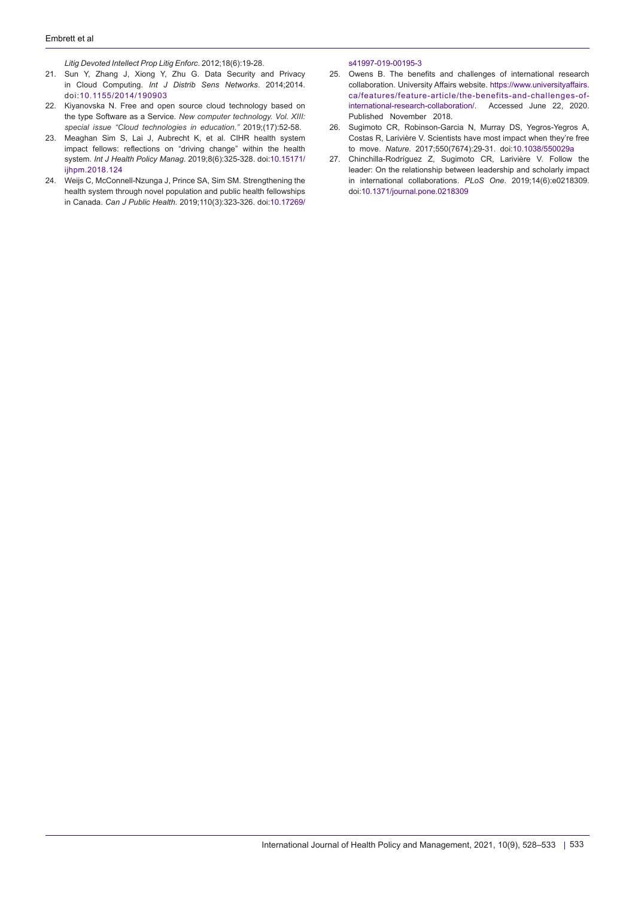*Litig Devoted Intellect Prop Litig Enforc*. 2012;18(6):19-28.

21. Sun Y, Zhang J, Xiong Y, Zhu G. Data Security and Privacy in Cloud Computing. *Int J Distrib Sens Networks*. 2014;2014. doi:10.1155/2014/190903
22. Kiyanovska N. Free and open source cloud technology based on the type Software as a Service. *New computer technology. Vol. XIII: special issue "Cloud technologies in education."* 2019;(17):52-58.
23. Meaghan Sim S, Lai J, Aubrecht K, et al. CIHR health system impact fellows: reflections on "driving change" within the health system. *Int J Health Policy Manag*. 2019;8(6):325-328. doi:10.15171/ijhpm.2018.124
24. Weijs C, McConnell-Nzunga J, Prince SA, Sim SM. Strengthening the health system through novel population and public health fellowships in Canada. *Can J Public Health.* 2019;110(3):323-326. doi:10.17269/s41997-019-00195-3
25. Owens B. The benefits and challenges of international research collaboration. University Affairs website. https://www.universityaffairs.ca/features/feature-article/the-benefits-and-challenges-of-international-research-collaboration/. Accessed June 22, 2020. Published November 2018.
26. Sugimoto CR, Robinson-Garcia N, Murray DS, Yegros-Yegros A, Costas R, Larivière V. Scientists have most impact when they're free to move. *Nature*. 2017;550(7674):29-31. doi:10.1038/550029a
27. Chinchilla-Rodríguez Z, Sugimoto CR, Larivière V. Follow the leader: On the relationship between leadership and scholarly impact in international collaborations. *PLoS One*. 2019;14(6):e0218309. doi:10.1371/journal.pone.0218309